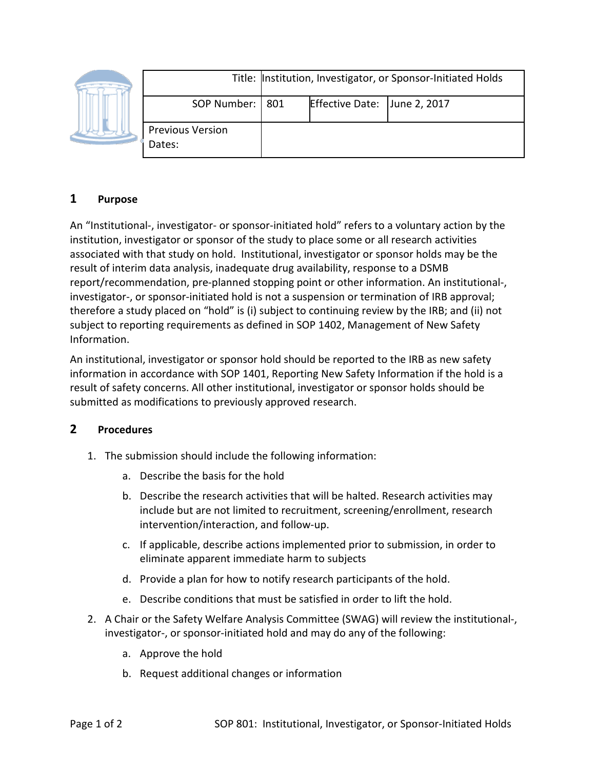| | Title: | Institution, Investigator, or Sponsor-Initiated Holds | |
|---|---|---|---|
| SOP Number: | 801 | Effective Date: | June 2, 2017 |
| Previous Version Dates: | | | |

## 1 Purpose

An "Institutional-, investigator- or sponsor-initiated hold" refers to a voluntary action by the institution, investigator or sponsor of the study to place some or all research activities associated with that study on hold. Institutional, investigator or sponsor holds may be the result of interim data analysis, inadequate drug availability, response to a DSMB report/recommendation, pre-planned stopping point or other information. An institutional-, investigator-, or sponsor-initiated hold is not a suspension or termination of IRB approval; therefore a study placed on "hold" is (i) subject to continuing review by the IRB; and (ii) not subject to reporting requirements as defined in SOP 1402, Management of New Safety Information.

An institutional, investigator or sponsor hold should be reported to the IRB as new safety information in accordance with SOP 1401, Reporting New Safety Information if the hold is a result of safety concerns. All other institutional, investigator or sponsor holds should be submitted as modifications to previously approved research.

## 2 Procedures

1. The submission should include the following information:
   a. Describe the basis for the hold
   b. Describe the research activities that will be halted. Research activities may include but are not limited to recruitment, screening/enrollment, research intervention/interaction, and follow-up.
   c. If applicable, describe actions implemented prior to submission, in order to eliminate apparent immediate harm to subjects
   d. Provide a plan for how to notify research participants of the hold.
   e. Describe conditions that must be satisfied in order to lift the hold.
2. A Chair or the Safety Welfare Analysis Committee (SWAG) will review the institutional-, investigator-, or sponsor-initiated hold and may do any of the following:
   a. Approve the hold
   b. Request additional changes or information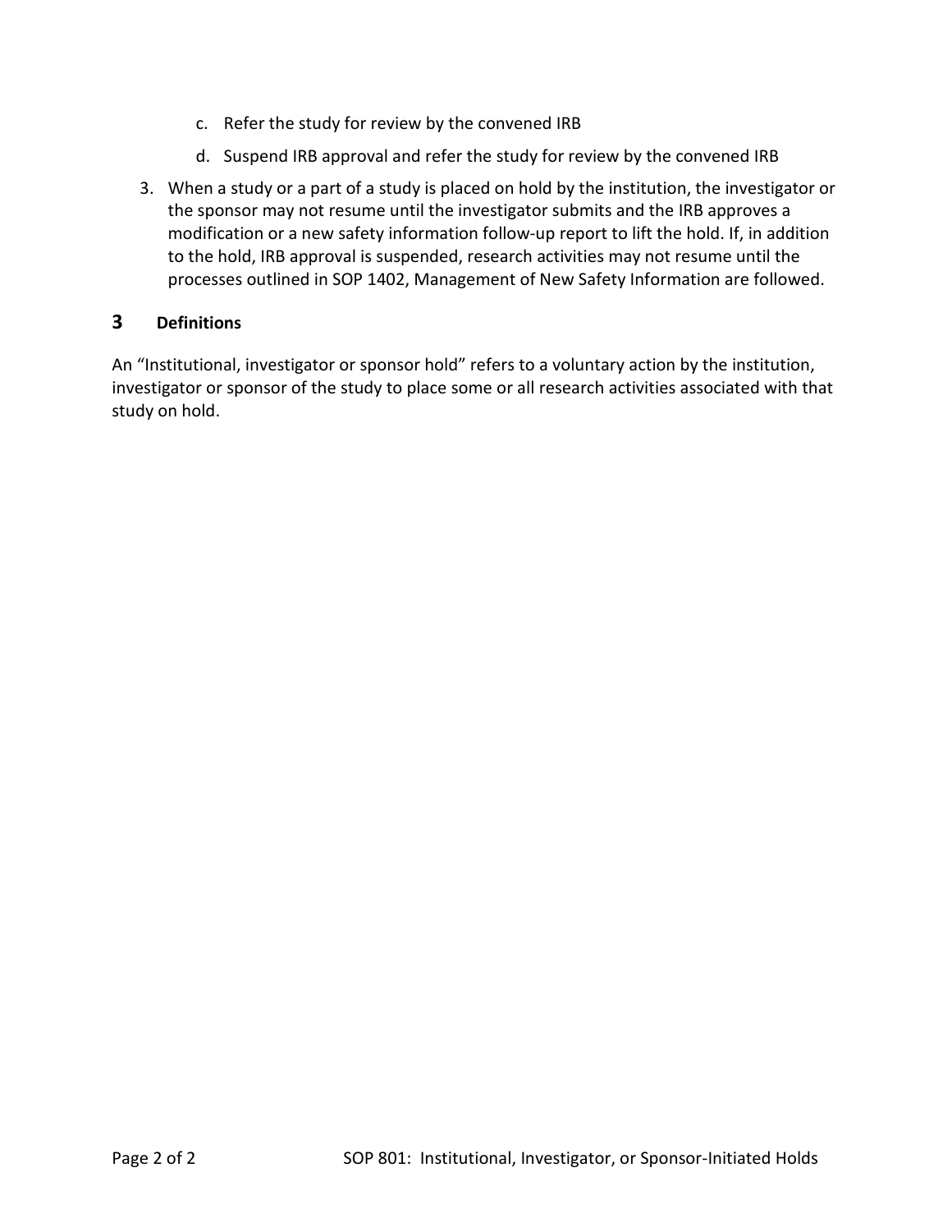c. Refer the study for review by the convened IRB
   d. Suspend IRB approval and refer the study for review by the convened IRB
3. When a study or a part of a study is placed on hold by the institution, the investigator or the sponsor may not resume until the investigator submits and the IRB approves a modification or a new safety information follow-up report to lift the hold. If, in addition to the hold, IRB approval is suspended, research activities may not resume until the processes outlined in SOP 1402, Management of New Safety Information are followed.

## 3 Definitions

An "Institutional, investigator or sponsor hold" refers to a voluntary action by the institution, investigator or sponsor of the study to place some or all research activities associated with that study on hold.